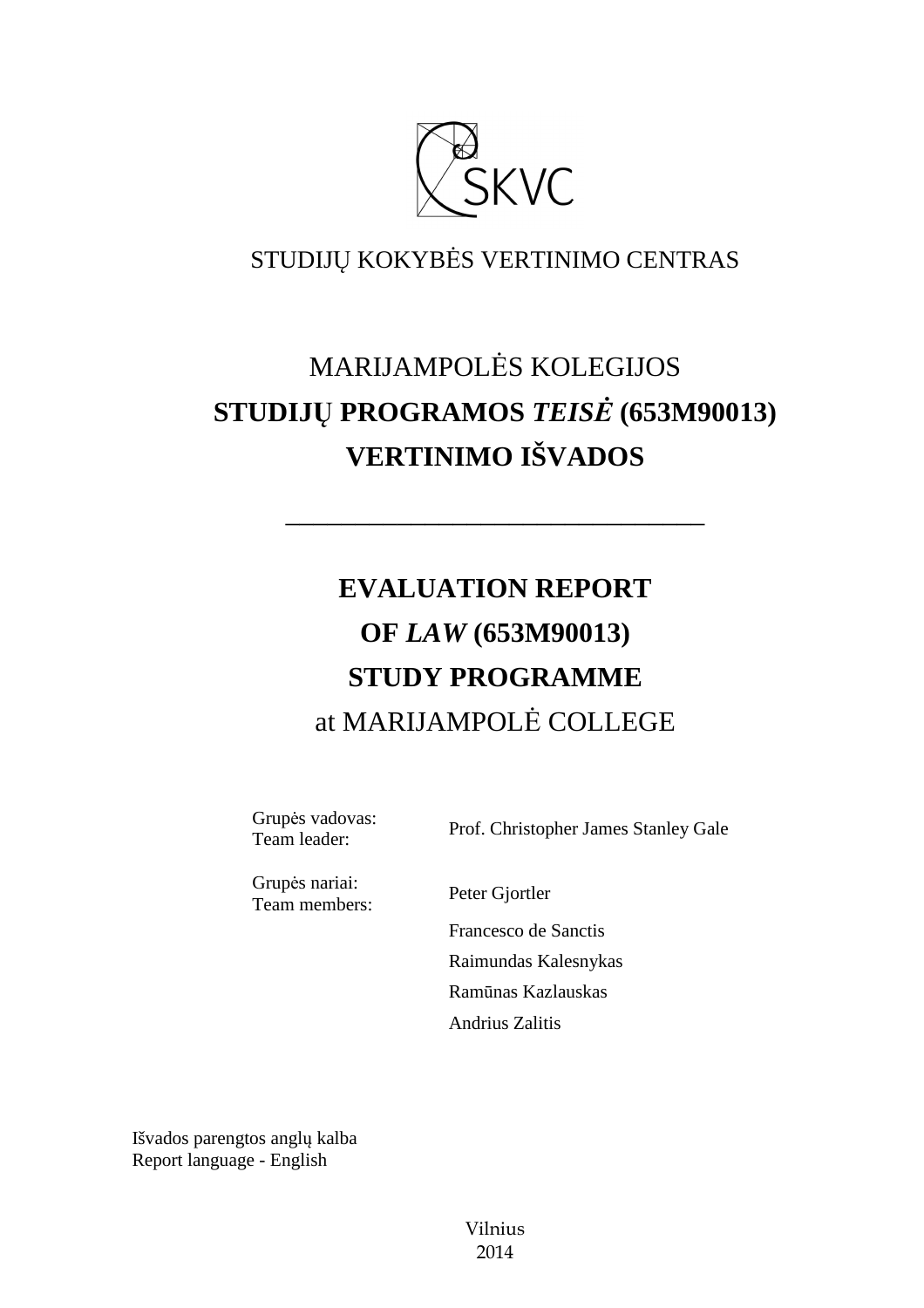STUDIJŲ KOKYBĖS VERTINIMO CENTRAS

# MARIJAMPOLĖS KOLEGIJOS
# **STUDIJŲ PROGRAMOS *TEISĖ* (653M90013)**
# **VERTINIMO IŠVADOS**

---

# **EVALUATION REPORT**
# **OF *LAW* (653M90013)**
# **STUDY PROGRAMME**
# at MARIJAMPOLĖ COLLEGE

| | |
|---|---|
| Grupės vadovas:<br>Team leader: | Prof. Christopher James Stanley Gale |
| Grupės nariai:<br>Team members: | Peter Gjortler |
| | Francesco de Sanctis |
| | Raimundas Kalesnykas |
| | Ramūnas Kazlauskas |
| | Andrius Zalitis |

Išvados parengtos anglų kalba
Report language - English

Vilnius
2014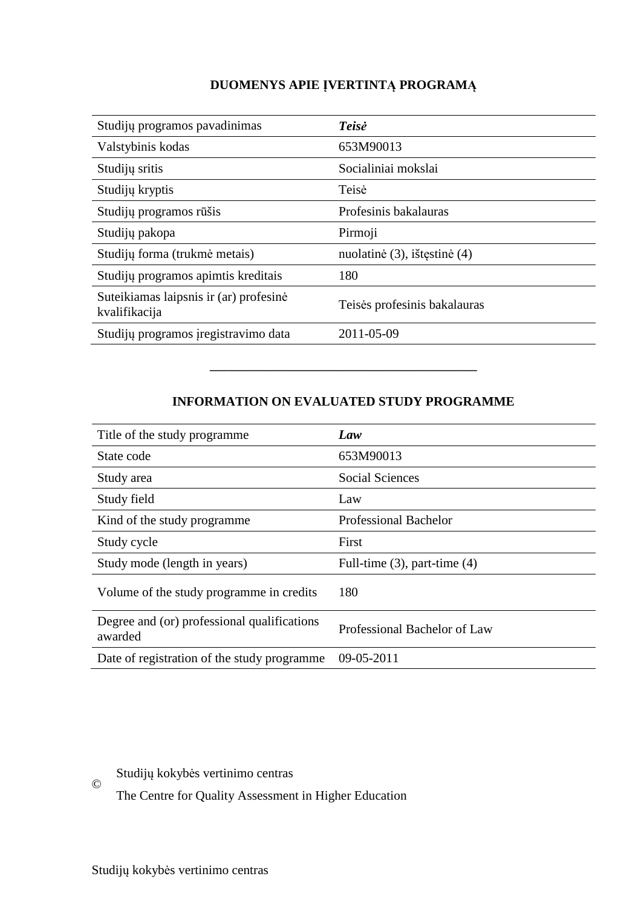## DUOMENYS APIE ĮVERTINTĄ PROGRAMĄ

| | |
|---|---|
| Studijų programos pavadinimas | ***Teisė*** |
| Valstybinis kodas | 653M90013 |
| Studijų sritis | Socialiniai mokslai |
| Studijų kryptis | Teisė |
| Studijų programos rūšis | Profesinis bakalauras |
| Studijų pakopa | Pirmoji |
| Studijų forma (trukmė metais) | nuolatinė (3), ištęstinė (4) |
| Studijų programos apimtis kreditais | 180 |
| Suteikiamas laipsnis ir (ar) profesinė kvalifikacija | Teisės profesinis bakalauras |
| Studijų programos įregistravimo data | 2011-05-09 |

---

## INFORMATION ON EVALUATED STUDY PROGRAMME

| | |
|---|---|
| Title of the study programme | ***Law*** |
| State code | 653M90013 |
| Study area | Social Sciences |
| Study field | Law |
| Kind of the study programme | Professional Bachelor |
| Study cycle | First |
| Study mode (length in years) | Full-time (3), part-time (4) |
| Volume of the study programme in credits | 180 |
| Degree and (or) professional qualifications awarded | Professional Bachelor of Law |
| Date of registration of the study programme | 09-05-2011 |

© Studijų kokybės vertinimo centras
The Centre for Quality Assessment in Higher Education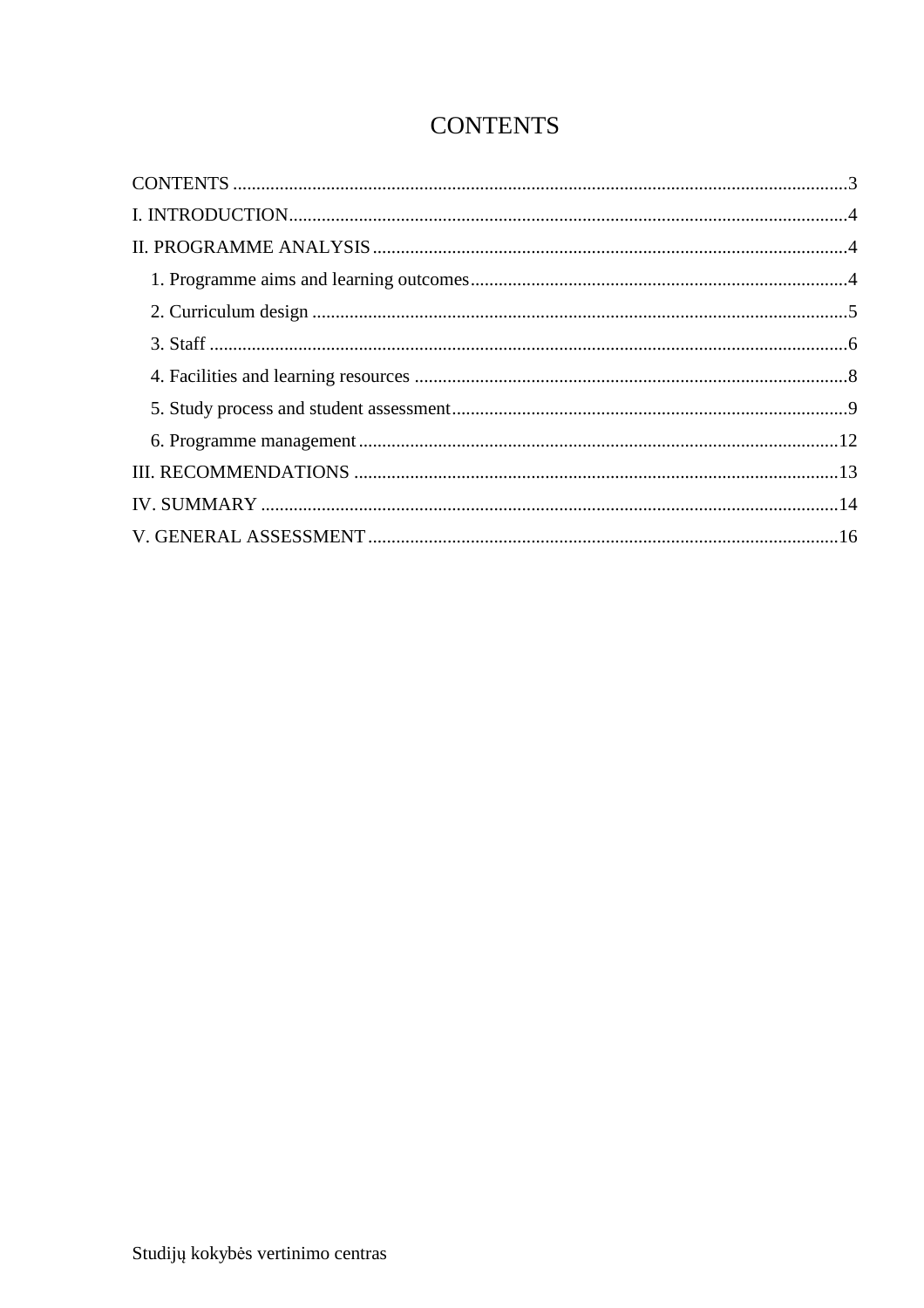# CONTENTS

CONTENTS ....................................................................................................................................3
I. INTRODUCTION..........................................................................................................................4
II. PROGRAMME ANALYSIS .........................................................................................................4
   1. Programme aims and learning outcomes.................................................................................4
   2. Curriculum design ....................................................................................................................5
   3. Staff ..........................................................................................................................................6
   4. Facilities and learning resources .............................................................................................8
   5. Study process and student assessment.....................................................................................9
   6. Programme management........................................................................................................12
III. RECOMMENDATIONS ..........................................................................................................13
IV. SUMMARY ..............................................................................................................................14
V. GENERAL ASSESSMENT .......................................................................................................16

Studijų kokybės vertinimo centras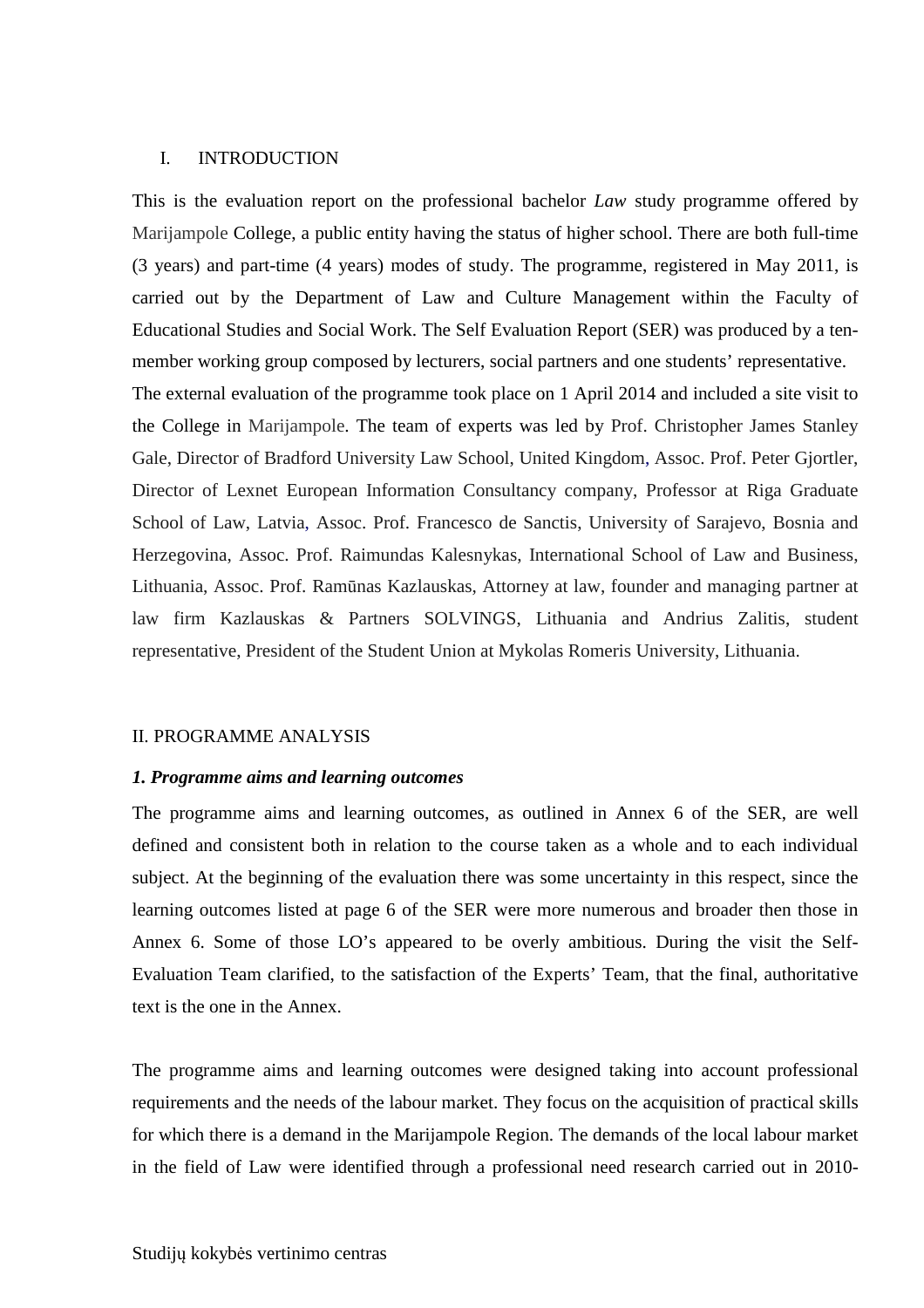## I. INTRODUCTION

This is the evaluation report on the professional bachelor *Law* study programme offered by Marijampole College, a public entity having the status of higher school. There are both full-time (3 years) and part-time (4 years) modes of study. The programme, registered in May 2011, is carried out by the Department of Law and Culture Management within the Faculty of Educational Studies and Social Work. The Self Evaluation Report (SER) was produced by a ten-member working group composed by lecturers, social partners and one students' representative.

The external evaluation of the programme took place on 1 April 2014 and included a site visit to the College in Marijampole. The team of experts was led by Prof. Christopher James Stanley Gale, Director of Bradford University Law School, United Kingdom, Assoc. Prof. Peter Gjortler, Director of Lexnet European Information Consultancy company, Professor at Riga Graduate School of Law, Latvia, Assoc. Prof. Francesco de Sanctis, University of Sarajevo, Bosnia and Herzegovina, Assoc. Prof. Raimundas Kalesnykas, International School of Law and Business, Lithuania, Assoc. Prof. Ramūnas Kazlauskas, Attorney at law, founder and managing partner at law firm Kazlauskas & Partners SOLVINGS, Lithuania and Andrius Zalitis, student representative, President of the Student Union at Mykolas Romeris University, Lithuania.

## II. PROGRAMME ANALYSIS

### *1. Programme aims and learning outcomes*

The programme aims and learning outcomes, as outlined in Annex 6 of the SER, are well defined and consistent both in relation to the course taken as a whole and to each individual subject. At the beginning of the evaluation there was some uncertainty in this respect, since the learning outcomes listed at page 6 of the SER were more numerous and broader then those in Annex 6. Some of those LO's appeared to be overly ambitious. During the visit the Self-Evaluation Team clarified, to the satisfaction of the Experts' Team, that the final, authoritative text is the one in the Annex.

The programme aims and learning outcomes were designed taking into account professional requirements and the needs of the labour market. They focus on the acquisition of practical skills for which there is a demand in the Marijampole Region. The demands of the local labour market in the field of Law were identified through a professional need research carried out in 2010-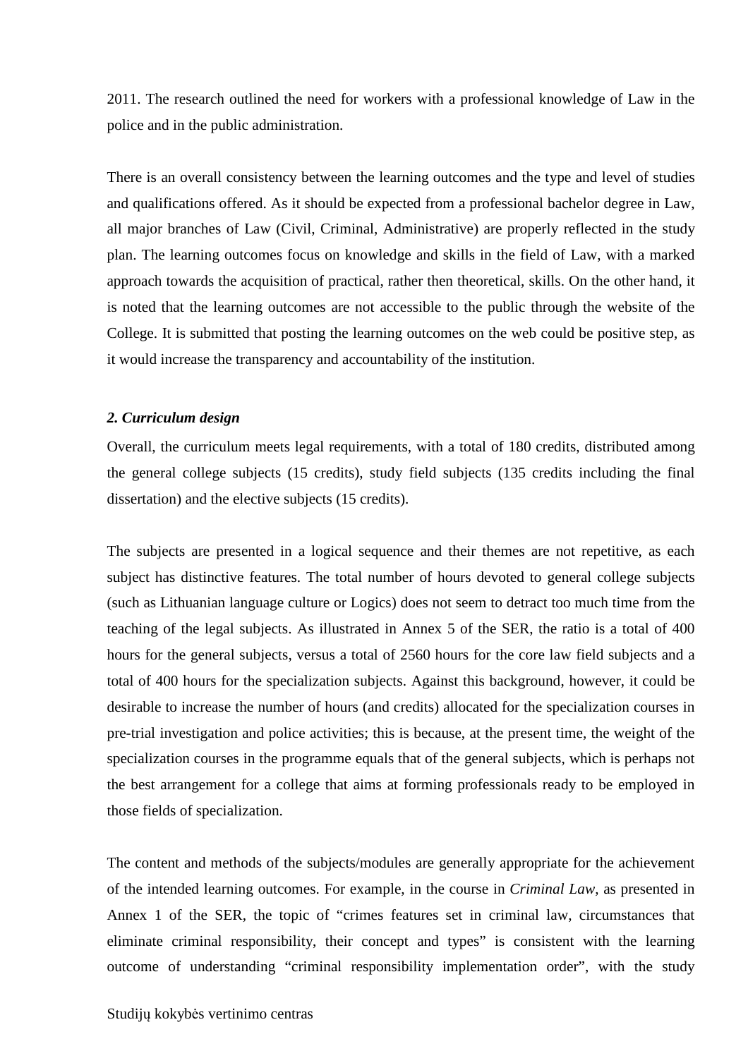2011. The research outlined the need for workers with a professional knowledge of Law in the police and in the public administration.

There is an overall consistency between the learning outcomes and the type and level of studies and qualifications offered. As it should be expected from a professional bachelor degree in Law, all major branches of Law (Civil, Criminal, Administrative) are properly reflected in the study plan. The learning outcomes focus on knowledge and skills in the field of Law, with a marked approach towards the acquisition of practical, rather then theoretical, skills. On the other hand, it is noted that the learning outcomes are not accessible to the public through the website of the College. It is submitted that posting the learning outcomes on the web could be positive step, as it would increase the transparency and accountability of the institution.

***2. Curriculum design***

Overall, the curriculum meets legal requirements, with a total of 180 credits, distributed among the general college subjects (15 credits), study field subjects (135 credits including the final dissertation) and the elective subjects (15 credits).

The subjects are presented in a logical sequence and their themes are not repetitive, as each subject has distinctive features. The total number of hours devoted to general college subjects (such as Lithuanian language culture or Logics) does not seem to detract too much time from the teaching of the legal subjects. As illustrated in Annex 5 of the SER, the ratio is a total of 400 hours for the general subjects, versus a total of 2560 hours for the core law field subjects and a total of 400 hours for the specialization subjects. Against this background, however, it could be desirable to increase the number of hours (and credits) allocated for the specialization courses in pre-trial investigation and police activities; this is because, at the present time, the weight of the specialization courses in the programme equals that of the general subjects, which is perhaps not the best arrangement for a college that aims at forming professionals ready to be employed in those fields of specialization.

The content and methods of the subjects/modules are generally appropriate for the achievement of the intended learning outcomes. For example, in the course in *Criminal Law*, as presented in Annex 1 of the SER, the topic of "crimes features set in criminal law, circumstances that eliminate criminal responsibility, their concept and types" is consistent with the learning outcome of understanding "criminal responsibility implementation order", with the study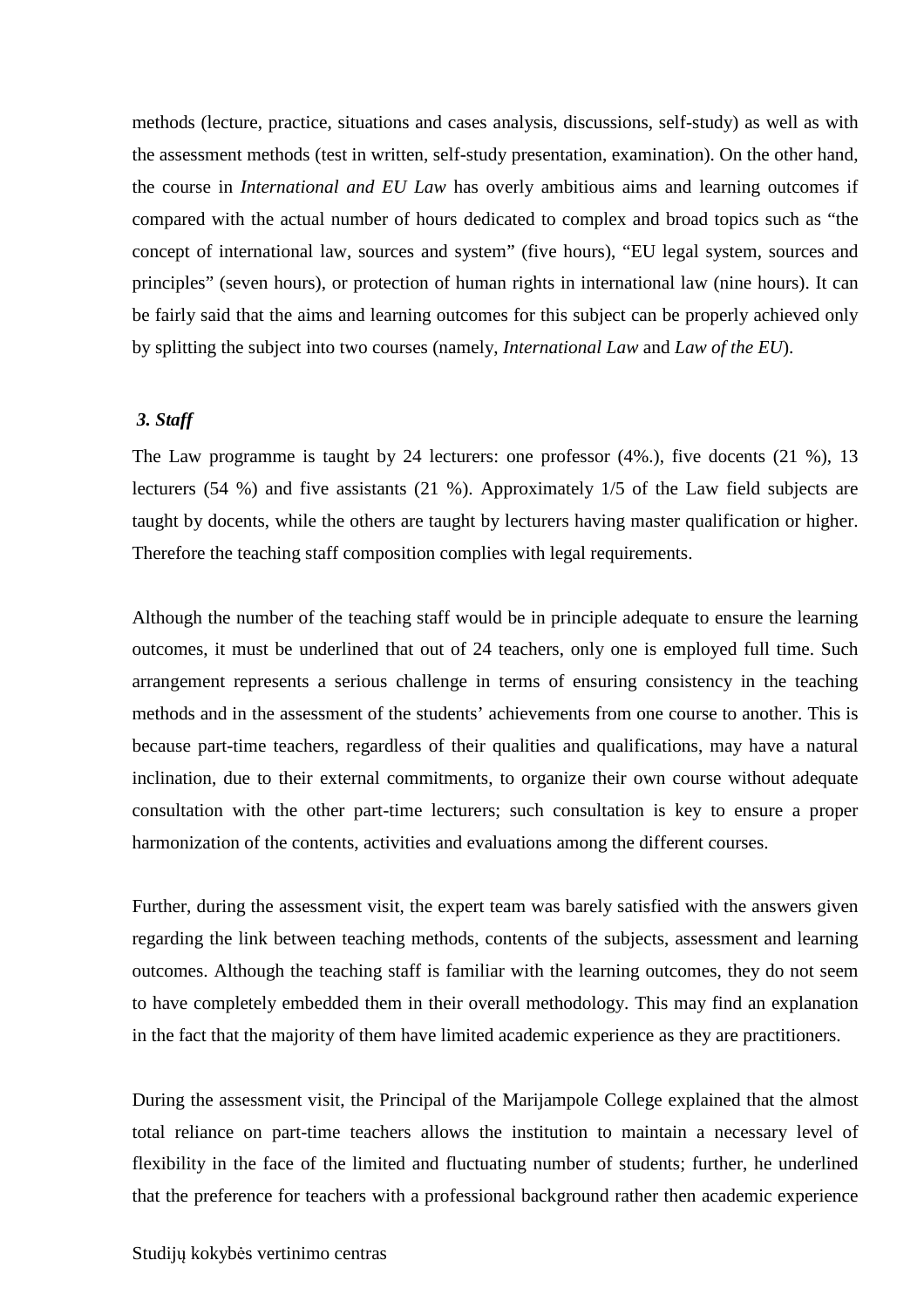methods (lecture, practice, situations and cases analysis, discussions, self-study) as well as with the assessment methods (test in written, self-study presentation, examination). On the other hand, the course in *International and EU Law* has overly ambitious aims and learning outcomes if compared with the actual number of hours dedicated to complex and broad topics such as “the concept of international law, sources and system” (five hours), “EU legal system, sources and principles” (seven hours), or protection of human rights in international law (nine hours). It can be fairly said that the aims and learning outcomes for this subject can be properly achieved only by splitting the subject into two courses (namely, *International Law* and *Law of the EU*).

### *3. Staff*

The Law programme is taught by 24 lecturers: one professor (4%.), five docents (21 %), 13 lecturers (54 %) and five assistants (21 %). Approximately 1/5 of the Law field subjects are taught by docents, while the others are taught by lecturers having master qualification or higher. Therefore the teaching staff composition complies with legal requirements.

Although the number of the teaching staff would be in principle adequate to ensure the learning outcomes, it must be underlined that out of 24 teachers, only one is employed full time. Such arrangement represents a serious challenge in terms of ensuring consistency in the teaching methods and in the assessment of the students’ achievements from one course to another. This is because part-time teachers, regardless of their qualities and qualifications, may have a natural inclination, due to their external commitments, to organize their own course without adequate consultation with the other part-time lecturers; such consultation is key to ensure a proper harmonization of the contents, activities and evaluations among the different courses.

Further, during the assessment visit, the expert team was barely satisfied with the answers given regarding the link between teaching methods, contents of the subjects, assessment and learning outcomes. Although the teaching staff is familiar with the learning outcomes, they do not seem to have completely embedded them in their overall methodology. This may find an explanation in the fact that the majority of them have limited academic experience as they are practitioners.

During the assessment visit, the Principal of the Marijampole College explained that the almost total reliance on part-time teachers allows the institution to maintain a necessary level of flexibility in the face of the limited and fluctuating number of students; further, he underlined that the preference for teachers with a professional background rather then academic experience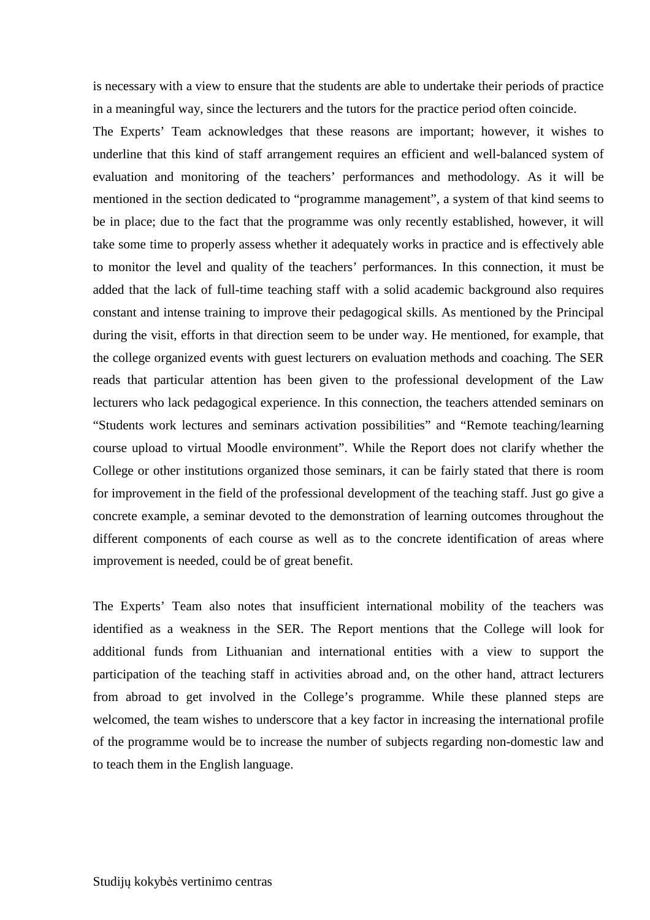is necessary with a view to ensure that the students are able to undertake their periods of practice in a meaningful way, since the lecturers and the tutors for the practice period often coincide.

The Experts' Team acknowledges that these reasons are important; however, it wishes to underline that this kind of staff arrangement requires an efficient and well-balanced system of evaluation and monitoring of the teachers' performances and methodology. As it will be mentioned in the section dedicated to "programme management", a system of that kind seems to be in place; due to the fact that the programme was only recently established, however, it will take some time to properly assess whether it adequately works in practice and is effectively able to monitor the level and quality of the teachers' performances. In this connection, it must be added that the lack of full-time teaching staff with a solid academic background also requires constant and intense training to improve their pedagogical skills. As mentioned by the Principal during the visit, efforts in that direction seem to be under way. He mentioned, for example, that the college organized events with guest lecturers on evaluation methods and coaching. The SER reads that particular attention has been given to the professional development of the Law lecturers who lack pedagogical experience. In this connection, the teachers attended seminars on "Students work lectures and seminars activation possibilities" and "Remote teaching/learning course upload to virtual Moodle environment". While the Report does not clarify whether the College or other institutions organized those seminars, it can be fairly stated that there is room for improvement in the field of the professional development of the teaching staff. Just go give a concrete example, a seminar devoted to the demonstration of learning outcomes throughout the different components of each course as well as to the concrete identification of areas where improvement is needed, could be of great benefit.

The Experts' Team also notes that insufficient international mobility of the teachers was identified as a weakness in the SER. The Report mentions that the College will look for additional funds from Lithuanian and international entities with a view to support the participation of the teaching staff in activities abroad and, on the other hand, attract lecturers from abroad to get involved in the College's programme. While these planned steps are welcomed, the team wishes to underscore that a key factor in increasing the international profile of the programme would be to increase the number of subjects regarding non-domestic law and to teach them in the English language.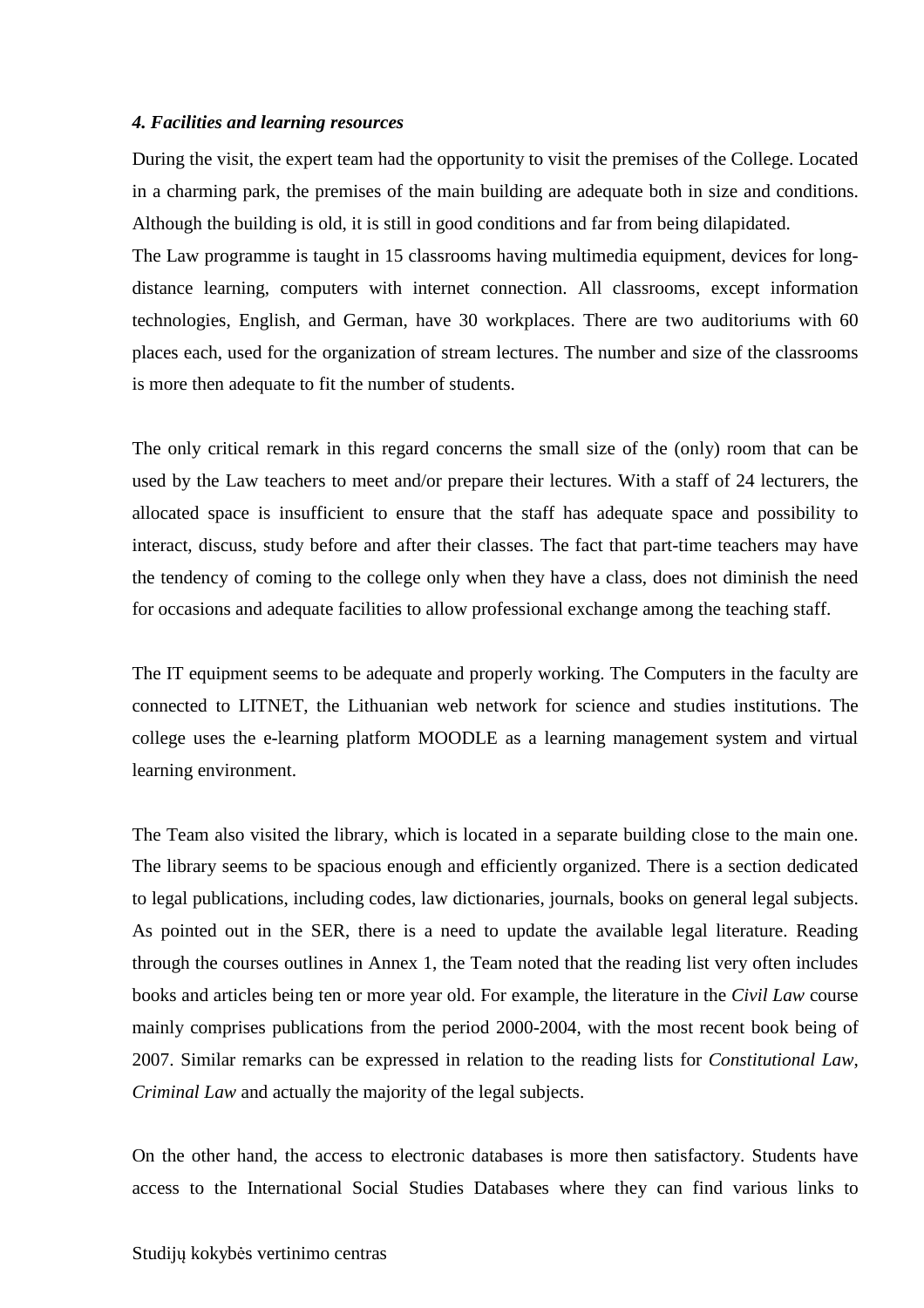### *4. Facilities and learning resources*

During the visit, the expert team had the opportunity to visit the premises of the College. Located in a charming park, the premises of the main building are adequate both in size and conditions. Although the building is old, it is still in good conditions and far from being dilapidated.
The Law programme is taught in 15 classrooms having multimedia equipment, devices for long-distance learning, computers with internet connection. All classrooms, except information technologies, English, and German, have 30 workplaces. There are two auditoriums with 60 places each, used for the organization of stream lectures. The number and size of the classrooms is more then adequate to fit the number of students.

The only critical remark in this regard concerns the small size of the (only) room that can be used by the Law teachers to meet and/or prepare their lectures. With a staff of 24 lecturers, the allocated space is insufficient to ensure that the staff has adequate space and possibility to interact, discuss, study before and after their classes. The fact that part-time teachers may have the tendency of coming to the college only when they have a class, does not diminish the need for occasions and adequate facilities to allow professional exchange among the teaching staff.

The IT equipment seems to be adequate and properly working. The Computers in the faculty are connected to LITNET, the Lithuanian web network for science and studies institutions. The college uses the e-learning platform MOODLE as a learning management system and virtual learning environment.

The Team also visited the library, which is located in a separate building close to the main one. The library seems to be spacious enough and efficiently organized. There is a section dedicated to legal publications, including codes, law dictionaries, journals, books on general legal subjects. As pointed out in the SER, there is a need to update the available legal literature. Reading through the courses outlines in Annex 1, the Team noted that the reading list very often includes books and articles being ten or more year old. For example, the literature in the *Civil Law* course mainly comprises publications from the period 2000-2004, with the most recent book being of 2007. Similar remarks can be expressed in relation to the reading lists for *Constitutional Law*, *Criminal Law* and actually the majority of the legal subjects.

On the other hand, the access to electronic databases is more then satisfactory. Students have access to the International Social Studies Databases where they can find various links to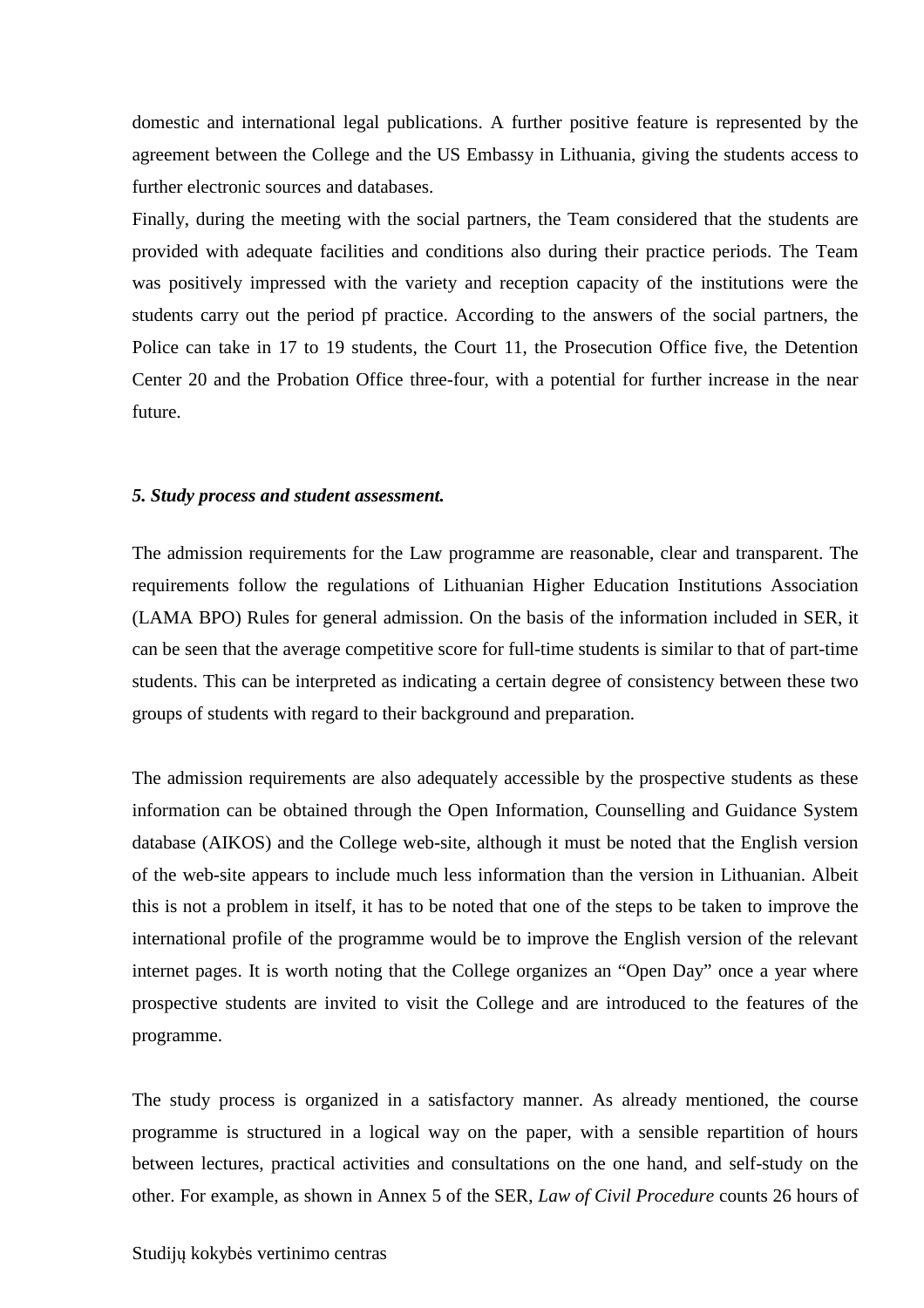domestic and international legal publications. A further positive feature is represented by the agreement between the College and the US Embassy in Lithuania, giving the students access to further electronic sources and databases.

Finally, during the meeting with the social partners, the Team considered that the students are provided with adequate facilities and conditions also during their practice periods. The Team was positively impressed with the variety and reception capacity of the institutions were the students carry out the period pf practice. According to the answers of the social partners, the Police can take in 17 to 19 students, the Court 11, the Prosecution Office five, the Detention Center 20 and the Probation Office three-four, with a potential for further increase in the near future.

### *5. Study process and student assessment.*

The admission requirements for the Law programme are reasonable, clear and transparent. The requirements follow the regulations of Lithuanian Higher Education Institutions Association (LAMA BPO) Rules for general admission. On the basis of the information included in SER, it can be seen that the average competitive score for full-time students is similar to that of part-time students. This can be interpreted as indicating a certain degree of consistency between these two groups of students with regard to their background and preparation.

The admission requirements are also adequately accessible by the prospective students as these information can be obtained through the Open Information, Counselling and Guidance System database (AIKOS) and the College web-site, although it must be noted that the English version of the web-site appears to include much less information than the version in Lithuanian. Albeit this is not a problem in itself, it has to be noted that one of the steps to be taken to improve the international profile of the programme would be to improve the English version of the relevant internet pages. It is worth noting that the College organizes an "Open Day" once a year where prospective students are invited to visit the College and are introduced to the features of the programme.

The study process is organized in a satisfactory manner. As already mentioned, the course programme is structured in a logical way on the paper, with a sensible repartition of hours between lectures, practical activities and consultations on the one hand, and self-study on the other. For example, as shown in Annex 5 of the SER, *Law of Civil Procedure* counts 26 hours of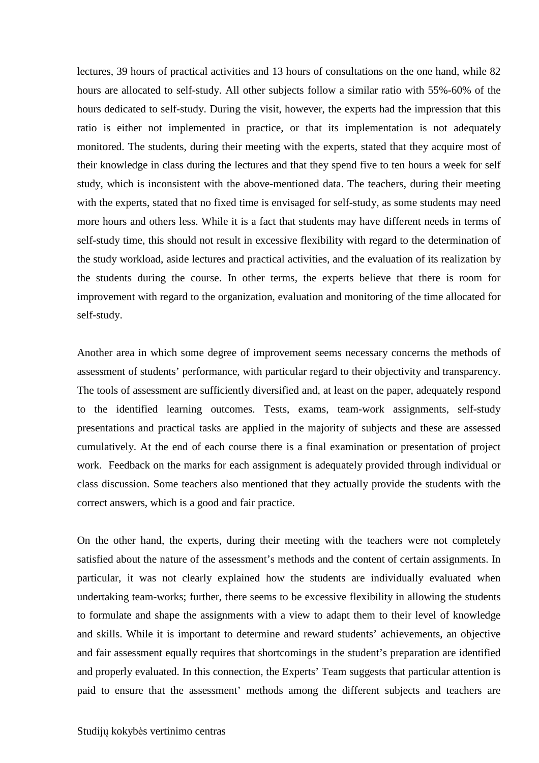lectures, 39 hours of practical activities and 13 hours of consultations on the one hand, while 82 hours are allocated to self-study. All other subjects follow a similar ratio with 55%-60% of the hours dedicated to self-study. During the visit, however, the experts had the impression that this ratio is either not implemented in practice, or that its implementation is not adequately monitored. The students, during their meeting with the experts, stated that they acquire most of their knowledge in class during the lectures and that they spend five to ten hours a week for self study, which is inconsistent with the above-mentioned data. The teachers, during their meeting with the experts, stated that no fixed time is envisaged for self-study, as some students may need more hours and others less. While it is a fact that students may have different needs in terms of self-study time, this should not result in excessive flexibility with regard to the determination of the study workload, aside lectures and practical activities, and the evaluation of its realization by the students during the course. In other terms, the experts believe that there is room for improvement with regard to the organization, evaluation and monitoring of the time allocated for self-study.

Another area in which some degree of improvement seems necessary concerns the methods of assessment of students' performance, with particular regard to their objectivity and transparency. The tools of assessment are sufficiently diversified and, at least on the paper, adequately respond to the identified learning outcomes. Tests, exams, team-work assignments, self-study presentations and practical tasks are applied in the majority of subjects and these are assessed cumulatively. At the end of each course there is a final examination or presentation of project work. Feedback on the marks for each assignment is adequately provided through individual or class discussion. Some teachers also mentioned that they actually provide the students with the correct answers, which is a good and fair practice.

On the other hand, the experts, during their meeting with the teachers were not completely satisfied about the nature of the assessment's methods and the content of certain assignments. In particular, it was not clearly explained how the students are individually evaluated when undertaking team-works; further, there seems to be excessive flexibility in allowing the students to formulate and shape the assignments with a view to adapt them to their level of knowledge and skills. While it is important to determine and reward students' achievements, an objective and fair assessment equally requires that shortcomings in the student's preparation are identified and properly evaluated. In this connection, the Experts' Team suggests that particular attention is paid to ensure that the assessment' methods among the different subjects and teachers are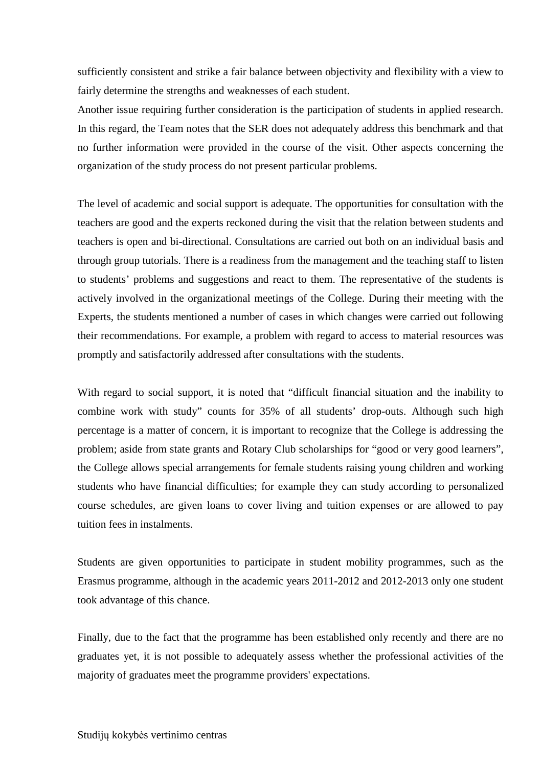sufficiently consistent and strike a fair balance between objectivity and flexibility with a view to fairly determine the strengths and weaknesses of each student.

Another issue requiring further consideration is the participation of students in applied research. In this regard, the Team notes that the SER does not adequately address this benchmark and that no further information were provided in the course of the visit. Other aspects concerning the organization of the study process do not present particular problems.

The level of academic and social support is adequate. The opportunities for consultation with the teachers are good and the experts reckoned during the visit that the relation between students and teachers is open and bi-directional. Consultations are carried out both on an individual basis and through group tutorials. There is a readiness from the management and the teaching staff to listen to students' problems and suggestions and react to them. The representative of the students is actively involved in the organizational meetings of the College. During their meeting with the Experts, the students mentioned a number of cases in which changes were carried out following their recommendations. For example, a problem with regard to access to material resources was promptly and satisfactorily addressed after consultations with the students.

With regard to social support, it is noted that "difficult financial situation and the inability to combine work with study" counts for 35% of all students' drop-outs. Although such high percentage is a matter of concern, it is important to recognize that the College is addressing the problem; aside from state grants and Rotary Club scholarships for "good or very good learners", the College allows special arrangements for female students raising young children and working students who have financial difficulties; for example they can study according to personalized course schedules, are given loans to cover living and tuition expenses or are allowed to pay tuition fees in instalments.

Students are given opportunities to participate in student mobility programmes, such as the Erasmus programme, although in the academic years 2011-2012 and 2012-2013 only one student took advantage of this chance.

Finally, due to the fact that the programme has been established only recently and there are no graduates yet, it is not possible to adequately assess whether the professional activities of the majority of graduates meet the programme providers' expectations.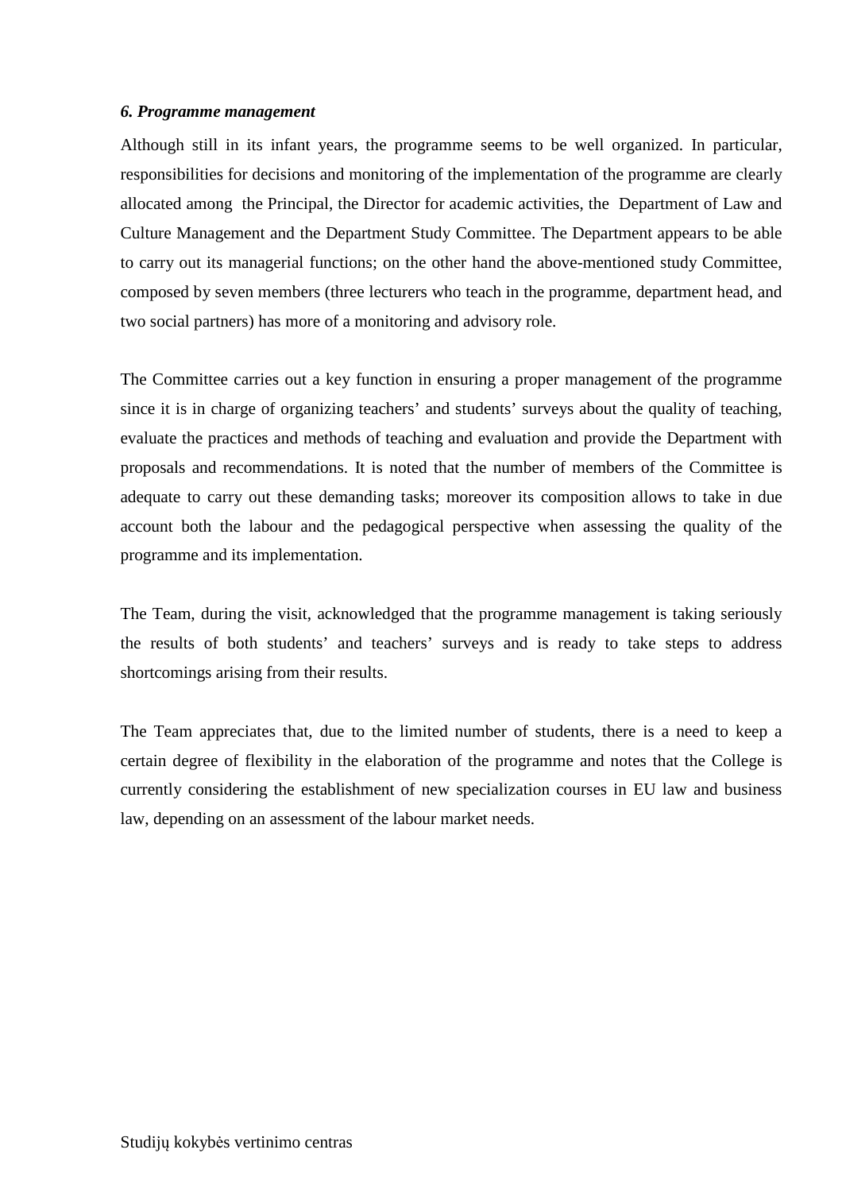***6. Programme management***

Although still in its infant years, the programme seems to be well organized. In particular, responsibilities for decisions and monitoring of the implementation of the programme are clearly allocated among the Principal, the Director for academic activities, the Department of Law and Culture Management and the Department Study Committee. The Department appears to be able to carry out its managerial functions; on the other hand the above-mentioned study Committee, composed by seven members (three lecturers who teach in the programme, department head, and two social partners) has more of a monitoring and advisory role.

The Committee carries out a key function in ensuring a proper management of the programme since it is in charge of organizing teachers' and students' surveys about the quality of teaching, evaluate the practices and methods of teaching and evaluation and provide the Department with proposals and recommendations. It is noted that the number of members of the Committee is adequate to carry out these demanding tasks; moreover its composition allows to take in due account both the labour and the pedagogical perspective when assessing the quality of the programme and its implementation.

The Team, during the visit, acknowledged that the programme management is taking seriously the results of both students' and teachers' surveys and is ready to take steps to address shortcomings arising from their results.

The Team appreciates that, due to the limited number of students, there is a need to keep a certain degree of flexibility in the elaboration of the programme and notes that the College is currently considering the establishment of new specialization courses in EU law and business law, depending on an assessment of the labour market needs.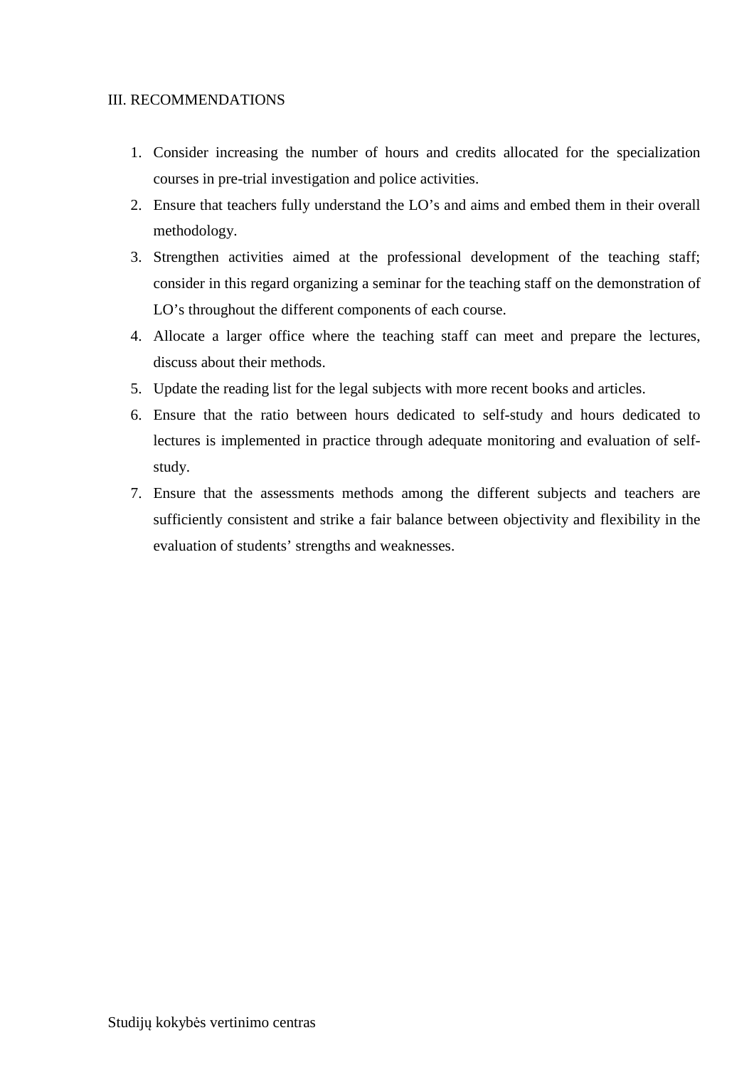## III. RECOMMENDATIONS

1. Consider increasing the number of hours and credits allocated for the specialization courses in pre-trial investigation and police activities.
2. Ensure that teachers fully understand the LO's and aims and embed them in their overall methodology.
3. Strengthen activities aimed at the professional development of the teaching staff; consider in this regard organizing a seminar for the teaching staff on the demonstration of LO's throughout the different components of each course.
4. Allocate a larger office where the teaching staff can meet and prepare the lectures, discuss about their methods.
5. Update the reading list for the legal subjects with more recent books and articles.
6. Ensure that the ratio between hours dedicated to self-study and hours dedicated to lectures is implemented in practice through adequate monitoring and evaluation of self-study.
7. Ensure that the assessments methods among the different subjects and teachers are sufficiently consistent and strike a fair balance between objectivity and flexibility in the evaluation of students' strengths and weaknesses.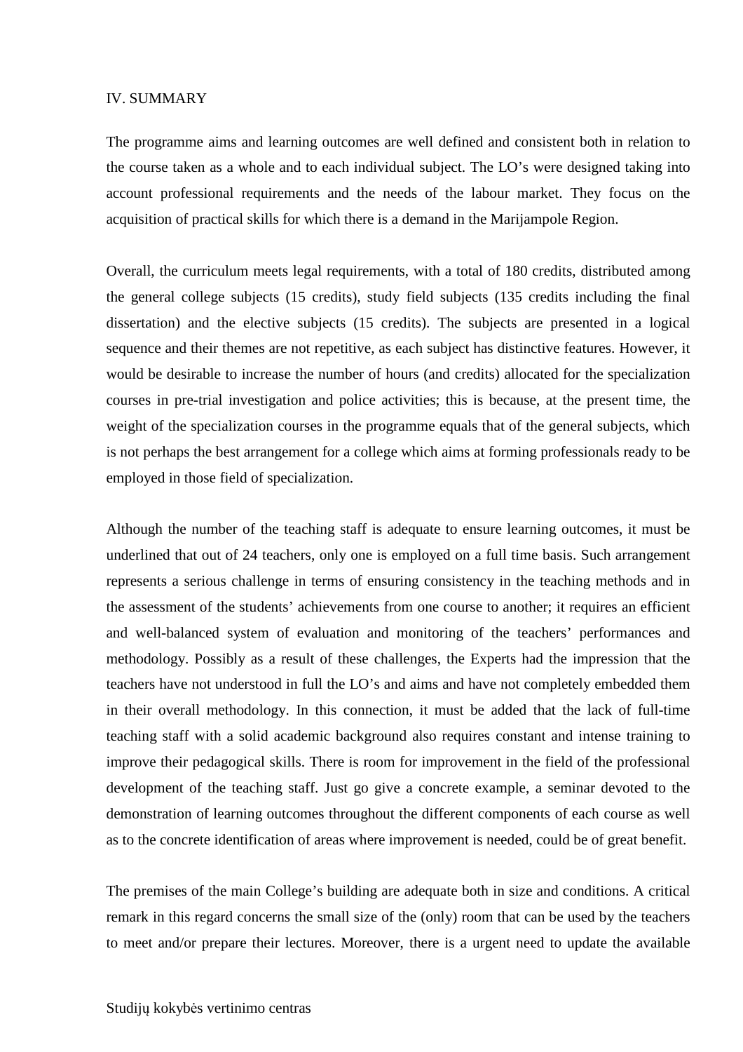## IV. SUMMARY

The programme aims and learning outcomes are well defined and consistent both in relation to the course taken as a whole and to each individual subject. The LO's were designed taking into account professional requirements and the needs of the labour market. They focus on the acquisition of practical skills for which there is a demand in the Marijampole Region.

Overall, the curriculum meets legal requirements, with a total of 180 credits, distributed among the general college subjects (15 credits), study field subjects (135 credits including the final dissertation) and the elective subjects (15 credits). The subjects are presented in a logical sequence and their themes are not repetitive, as each subject has distinctive features. However, it would be desirable to increase the number of hours (and credits) allocated for the specialization courses in pre-trial investigation and police activities; this is because, at the present time, the weight of the specialization courses in the programme equals that of the general subjects, which is not perhaps the best arrangement for a college which aims at forming professionals ready to be employed in those field of specialization.

Although the number of the teaching staff is adequate to ensure learning outcomes, it must be underlined that out of 24 teachers, only one is employed on a full time basis. Such arrangement represents a serious challenge in terms of ensuring consistency in the teaching methods and in the assessment of the students' achievements from one course to another; it requires an efficient and well-balanced system of evaluation and monitoring of the teachers' performances and methodology. Possibly as a result of these challenges, the Experts had the impression that the teachers have not understood in full the LO's and aims and have not completely embedded them in their overall methodology. In this connection, it must be added that the lack of full-time teaching staff with a solid academic background also requires constant and intense training to improve their pedagogical skills. There is room for improvement in the field of the professional development of the teaching staff. Just go give a concrete example, a seminar devoted to the demonstration of learning outcomes throughout the different components of each course as well as to the concrete identification of areas where improvement is needed, could be of great benefit.

The premises of the main College's building are adequate both in size and conditions. A critical remark in this regard concerns the small size of the (only) room that can be used by the teachers to meet and/or prepare their lectures. Moreover, there is a urgent need to update the available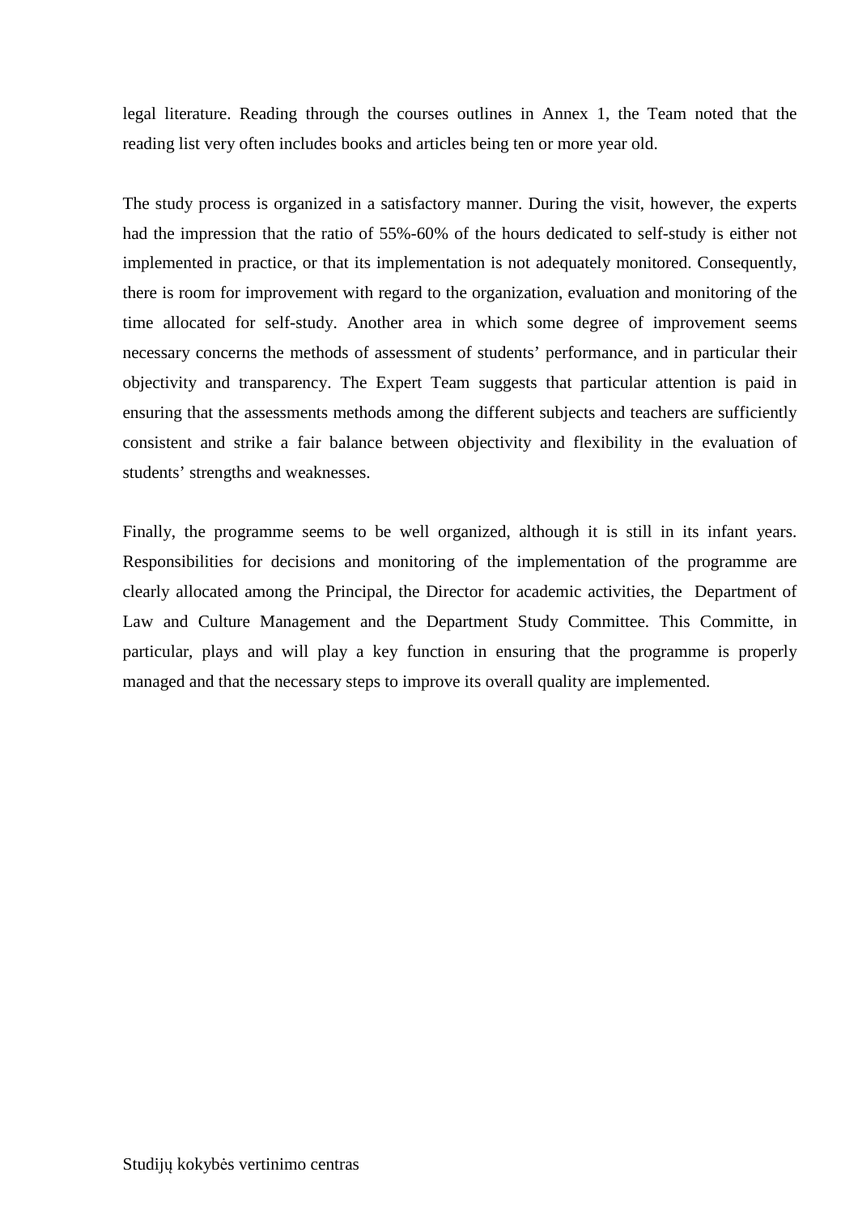legal literature. Reading through the courses outlines in Annex 1, the Team noted that the reading list very often includes books and articles being ten or more year old.

The study process is organized in a satisfactory manner. During the visit, however, the experts had the impression that the ratio of 55%-60% of the hours dedicated to self-study is either not implemented in practice, or that its implementation is not adequately monitored. Consequently, there is room for improvement with regard to the organization, evaluation and monitoring of the time allocated for self-study. Another area in which some degree of improvement seems necessary concerns the methods of assessment of students' performance, and in particular their objectivity and transparency. The Expert Team suggests that particular attention is paid in ensuring that the assessments methods among the different subjects and teachers are sufficiently consistent and strike a fair balance between objectivity and flexibility in the evaluation of students' strengths and weaknesses.

Finally, the programme seems to be well organized, although it is still in its infant years. Responsibilities for decisions and monitoring of the implementation of the programme are clearly allocated among the Principal, the Director for academic activities, the Department of Law and Culture Management and the Department Study Committee. This Committe, in particular, plays and will play a key function in ensuring that the programme is properly managed and that the necessary steps to improve its overall quality are implemented.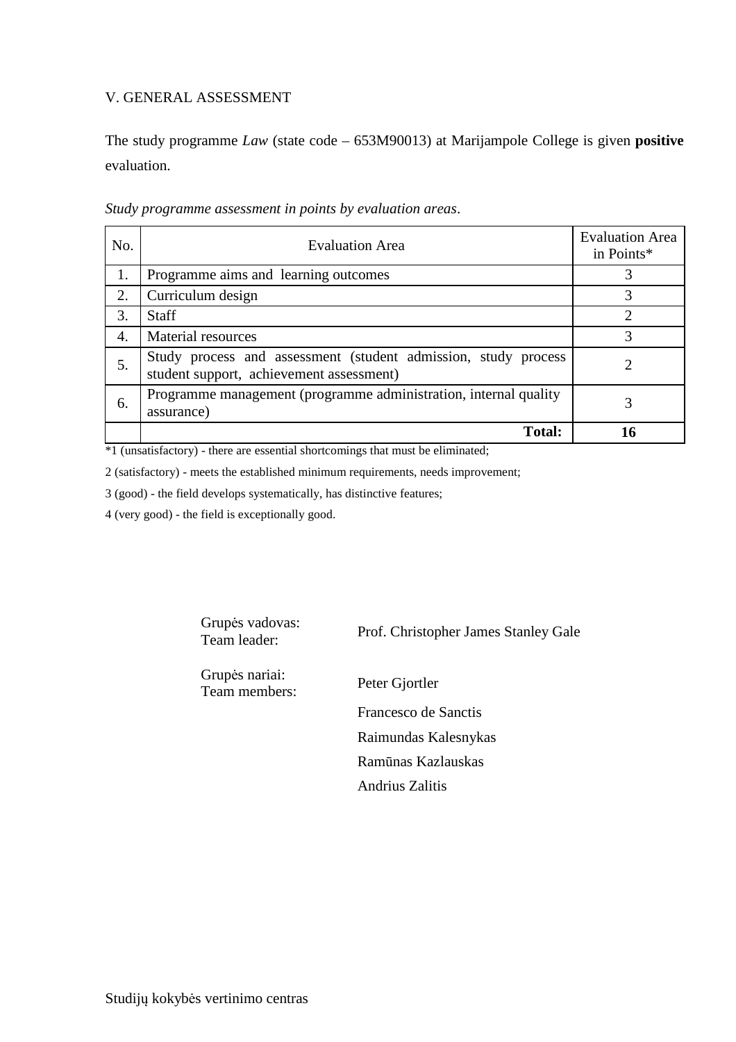## V. GENERAL ASSESSMENT

The study programme *Law* (state code – 653M90013) at Marijampole College is given **positive** evaluation.

*Study programme assessment in points by evaluation areas*.

| No. | Evaluation Area | Evaluation Area in Points* |
|---|---|---|
| 1. | Programme aims and learning outcomes | 3 |
| 2. | Curriculum design | 3 |
| 3. | Staff | 2 |
| 4. | Material resources | 3 |
| 5. | Study process and assessment (student admission, study process student support, achievement assessment) | 2 |
| 6. | Programme management (programme administration, internal quality assurance) | 3 |
| | **Total:** | **16** |

*1 (unsatisfactory) - there are essential shortcomings that must be eliminated;

2 (satisfactory) - meets the established minimum requirements, needs improvement;

3 (good) - the field develops systematically, has distinctive features;

4 (very good) - the field is exceptionally good.

| | |
|---|---|
| Grupės vadovas: Team leader: | Prof. Christopher James Stanley Gale |
| Grupės nariai: Team members: | Peter Gjortler |
| | Francesco de Sanctis |
| | Raimundas Kalesnykas |
| | Ramūnas Kazlauskas |
| | Andrius Zalitis |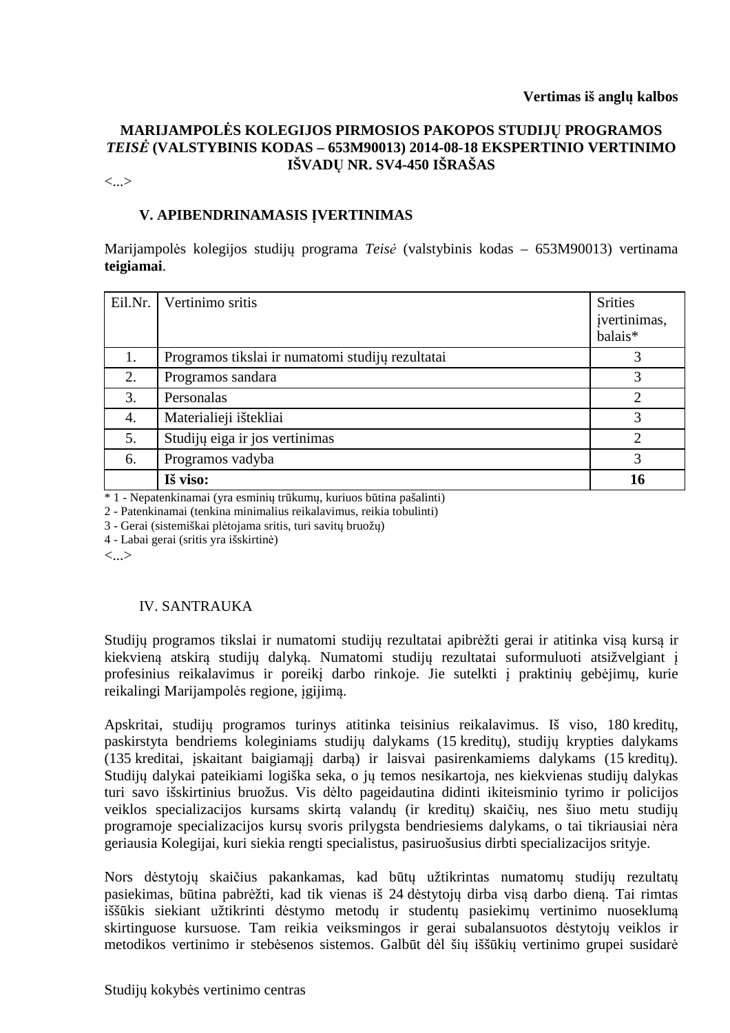**Vertimas iš anglų kalbos**

**MARIJAMPOLĖS KOLEGIJOS PIRMOSIOS PAKOPOS STUDIJŲ PROGRAMOS *TEISĖ* (VALSTYBINIS KODAS – 653M90013) 2014-08-18 EKSPERTINIO VERTINIMO IŠVADŲ NR. SV4-450 IŠRAŠAS**

<...>

## V. APIBENDRINAMASIS ĮVERTINIMAS

Marijampolės kolegijos studijų programa *Teisė* (valstybinis kodas – 653M90013) vertinama **teigiamai**.

| Eil.Nr. | Vertinimo sritis | Srities įvertinimas, balais* |
|---|---|---|
| 1. | Programos tikslai ir numatomi studijų rezultatai | 3 |
| 2. | Programos sandara | 3 |
| 3. | Personalas | 2 |
| 4. | Materialieji ištekliai | 3 |
| 5. | Studijų eiga ir jos vertinimas | 2 |
| 6. | Programos vadyba | 3 |
| | **Iš viso:** | **16** |

* 1 - Nepatenkinamai (yra esminių trūkumų, kuriuos būtina pašalinti)
2 - Patenkinamai (tenkina minimalius reikalavimus, reikia tobulinti)
3 - Gerai (sistemiškai plėtojama sritis, turi savitų bruožų)
4 - Labai gerai (sritis yra išskirtinė)

<...>

## IV. SANTRAUKA

Studijų programos tikslai ir numatomi studijų rezultatai apibrėžti gerai ir atitinka visą kursą ir kiekvieną atskirą studijų dalyką. Numatomi studijų rezultatai suformuluoti atsižvelgiant į profesinius reikalavimus ir poreikį darbo rinkoje. Jie sutelkti į praktinių gebėjimų, kurie reikalingi Marijampolės regione, įgijimą.

Apskritai, studijų programos turinys atitinka teisinius reikalavimus. Iš viso, 180 kreditų, paskirstyta bendriems koleginiams studijų dalykams (15 kreditų), studijų krypties dalykams (135 kreditai, įskaitant baigiamąjį darbą) ir laisvai pasirenkamiems dalykams (15 kreditų). Studijų dalykai pateikiami logiška seka, o jų temos nesikartoja, nes kiekvienas studijų dalykas turi savo išskirtinius bruožus. Vis dėlto pageidautina didinti ikiteisminio tyrimo ir policijos veiklos specializacijos kursams skirtą valandų (ir kreditų) skaičių, nes šiuo metu studijų programoje specializacijos kursų svoris prilygsta bendriesiems dalykams, o tai tikriausiai nėra geriausia Kolegijai, kuri siekia rengti specialistus, pasiruošusius dirbti specializacijos srityje.

Nors dėstytojų skaičius pakankamas, kad būtų užtikrintas numatomų studijų rezultatų pasiekimas, būtina pabrėžti, kad tik vienas iš 24 dėstytojų dirba visą darbo dieną. Tai rimtas iššūkis siekiant užtikrinti dėstymo metodų ir studentų pasiekimų vertinimo nuoseklumą skirtinguose kursuose. Tam reikia veiksmingos ir gerai subalansuotos dėstytojų veiklos ir metodikos vertinimo ir stebėsenos sistemos. Galbūt dėl šių iššūkių vertinimo grupei susidarė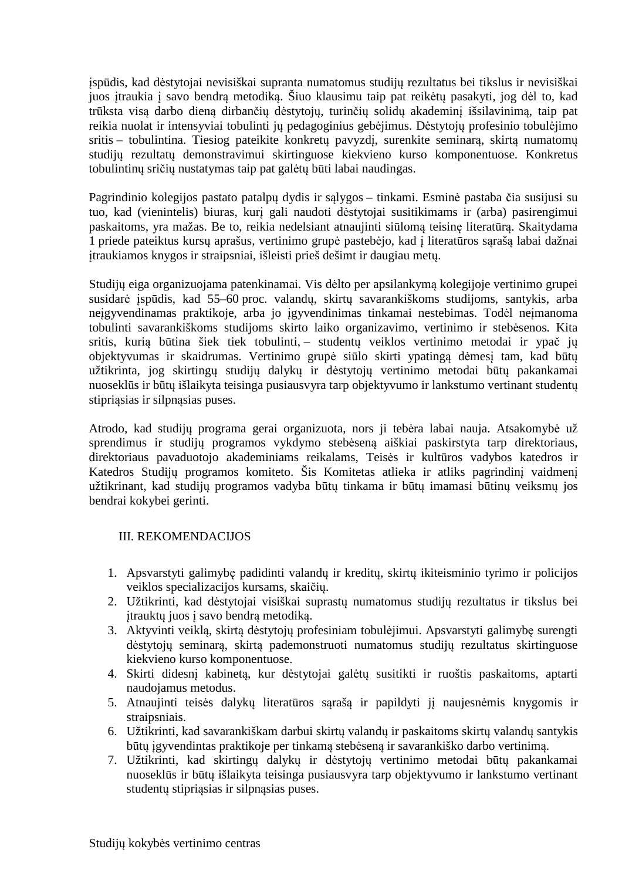įspūdis, kad dėstytojai nevisiškai supranta numatomus studijų rezultatus bei tikslus ir nevisiškai juos įtraukia į savo bendrą metodiką. Šiuo klausimu taip pat reikėtų pasakyti, jog dėl to, kad trūksta visą darbo dieną dirbančių dėstytojų, turinčių solidų akademinį išsilavinimą, taip pat reikia nuolat ir intensyviai tobulinti jų pedagoginius gebėjimus. Dėstytojų profesinio tobulėjimo sritis – tobulintina. Tiesiog pateikite konkretų pavyzdį, surenkite seminarą, skirtą numatomų studijų rezultatų demonstravimui skirtinguose kiekvieno kurso komponentuose. Konkretus tobulintinų sričių nustatymas taip pat galėtų būti labai naudingas.

Pagrindinio kolegijos pastato patalpų dydis ir sąlygos – tinkami. Esminė pastaba čia susijusi su tuo, kad (vienintelis) biuras, kurį gali naudoti dėstytojai susitikimams ir (arba) pasirengimui paskaitoms, yra mažas. Be to, reikia nedelsiant atnaujinti siūlomą teisinę literatūrą. Skaitydama 1 priede pateiktus kursų aprašus, vertinimo grupė pastebėjo, kad į literatūros sąrašą labai dažnai įtraukiamos knygos ir straipsniai, išleisti prieš dešimt ir daugiau metų.

Studijų eiga organizuojama patenkinamai. Vis dėlto per apsilankymą kolegijoje vertinimo grupei susidarė įspūdis, kad 55–60 proc. valandų, skirtų savarankiškoms studijoms, santykis, arba neįgyvendinamas praktikoje, arba jo įgyvendinimas tinkamai nestebimas. Todėl neįmanoma tobulinti savarankiškoms studijoms skirto laiko organizavimo, vertinimo ir stebėsenos. Kita sritis, kurią būtina šiek tiek tobulinti, – studentų veiklos vertinimo metodai ir ypač jų objektyvumas ir skaidrumas. Vertinimo grupė siūlo skirti ypatingą dėmesį tam, kad būtų užtikrinta, jog skirtingų studijų dalykų ir dėstytojų vertinimo metodai būtų pakankamai nuoseklūs ir būtų išlaikyta teisinga pusiausvyra tarp objektyvumo ir lankstumo vertinant studentų stipriąsias ir silpnąsias puses.

Atrodo, kad studijų programa gerai organizuota, nors ji tebėra labai nauja. Atsakomybė už sprendimus ir studijų programos vykdymo stebėseną aiškiai paskirstyta tarp direktoriaus, direktoriaus pavaduotojo akademiniams reikalams, Teisės ir kultūros vadybos katedros ir Katedros Studijų programos komiteto. Šis Komitetas atlieka ir atliks pagrindinį vaidmenį užtikrinant, kad studijų programos vadyba būtų tinkama ir būtų imamasi būtinų veiksmų jos bendrai kokybei gerinti.

## III. REKOMENDACIJOS

1. Apsvarstyti galimybę padidinti valandų ir kreditų, skirtų ikiteisminio tyrimo ir policijos veiklos specializacijos kursams, skaičių.
2. Užtikrinti, kad dėstytojai visiškai suprastų numatomus studijų rezultatus ir tikslus bei įtrauktų juos į savo bendrą metodiką.
3. Aktyvinti veiklą, skirtą dėstytojų profesiniam tobulėjimui. Apsvarstyti galimybę surengti dėstytojų seminarą, skirtą pademonstruoti numatomus studijų rezultatus skirtinguose kiekvieno kurso komponentuose.
4. Skirti didesnį kabinetą, kur dėstytojai galėtų susitikti ir ruoštis paskaitoms, aptarti naudojamus metodus.
5. Atnaujinti teisės dalykų literatūros sąrašą ir papildyti jį naujesnėmis knygomis ir straipsniais.
6. Užtikrinti, kad savarankiškam darbui skirtų valandų ir paskaitoms skirtų valandų santykis būtų įgyvendintas praktikoje per tinkamą stebėseną ir savarankiško darbo vertinimą.
7. Užtikrinti, kad skirtingų dalykų ir dėstytojų vertinimo metodai būtų pakankamai nuoseklūs ir būtų išlaikyta teisinga pusiausvyra tarp objektyvumo ir lankstumo vertinant studentų stipriąsias ir silpnąsias puses.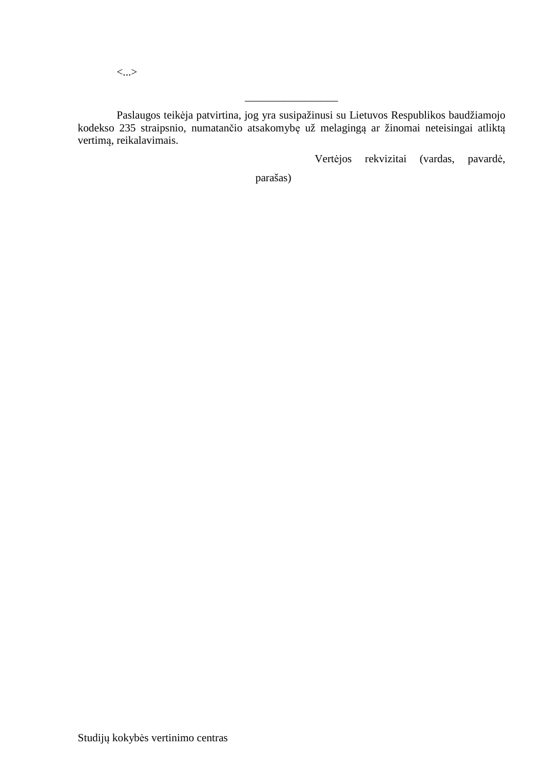<...>

_________________

Paslaugos teikėja patvirtina, jog yra susipažinusi su Lietuvos Respublikos baudžiamojo kodekso 235 straipsnio, numatančio atsakomybę už melagingą ar žinomai neteisingai atliktą vertimą, reikalavimais.

Vertėjos rekvizitai (vardas, pavardė, parašas)

Studijų kokybės vertinimo centras